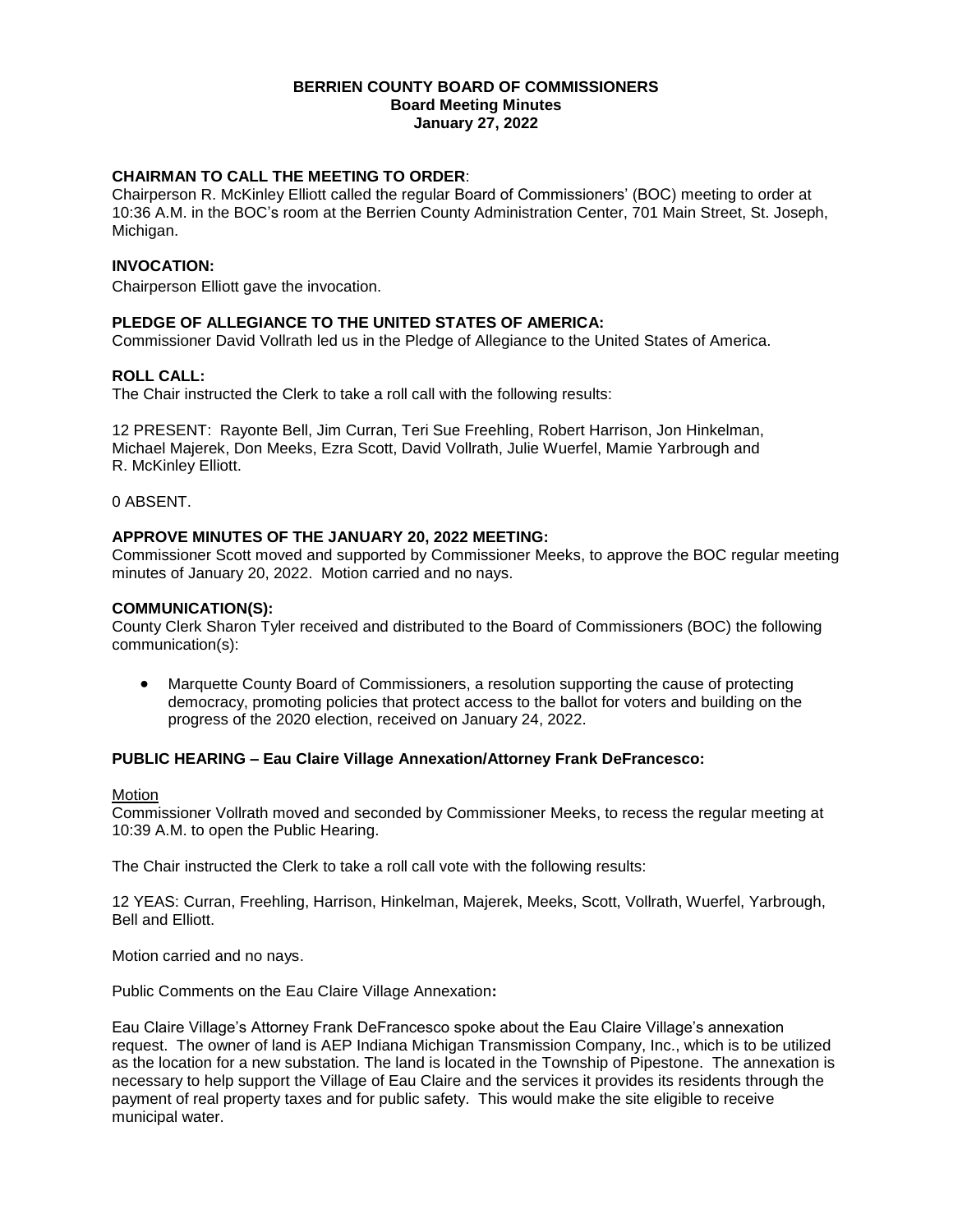# BERRIEN COUNTY BOARD OF COMMISSIONERS
## Board Meeting Minutes
## January 27, 2022

### CHAIRMAN TO CALL THE MEETING TO ORDER:

Chairperson R. McKinley Elliott called the regular Board of Commissioners' (BOC) meeting to order at 10:36 A.M. in the BOC's room at the Berrien County Administration Center, 701 Main Street, St. Joseph, Michigan.

### INVOCATION:

Chairperson Elliott gave the invocation.

### PLEDGE OF ALLEGIANCE TO THE UNITED STATES OF AMERICA:

Commissioner David Vollrath led us in the Pledge of Allegiance to the United States of America.

### ROLL CALL:

The Chair instructed the Clerk to take a roll call with the following results:

12 PRESENT: Rayonte Bell, Jim Curran, Teri Sue Freehling, Robert Harrison, Jon Hinkelman, Michael Majerek, Don Meeks, Ezra Scott, David Vollrath, Julie Wuerfel, Mamie Yarbrough and R. McKinley Elliott.

0 ABSENT.

### APPROVE MINUTES OF THE JANUARY 20, 2022 MEETING:

Commissioner Scott moved and supported by Commissioner Meeks, to approve the BOC regular meeting minutes of January 20, 2022. Motion carried and no nays.

### COMMUNICATION(S):

County Clerk Sharon Tyler received and distributed to the Board of Commissioners (BOC) the following communication(s):

- Marquette County Board of Commissioners, a resolution supporting the cause of protecting democracy, promoting policies that protect access to the ballot for voters and building on the progress of the 2020 election, received on January 24, 2022.

### PUBLIC HEARING – Eau Claire Village Annexation/Attorney Frank DeFrancesco:

Motion

Commissioner Vollrath moved and seconded by Commissioner Meeks, to recess the regular meeting at 10:39 A.M. to open the Public Hearing.

The Chair instructed the Clerk to take a roll call vote with the following results:

12 YEAS: Curran, Freehling, Harrison, Hinkelman, Majerek, Meeks, Scott, Vollrath, Wuerfel, Yarbrough, Bell and Elliott.

Motion carried and no nays.

Public Comments on the Eau Claire Village Annexation**:**

Eau Claire Village's Attorney Frank DeFrancesco spoke about the Eau Claire Village's annexation request. The owner of land is AEP Indiana Michigan Transmission Company, Inc., which is to be utilized as the location for a new substation. The land is located in the Township of Pipestone. The annexation is necessary to help support the Village of Eau Claire and the services it provides its residents through the payment of real property taxes and for public safety. This would make the site eligible to receive municipal water.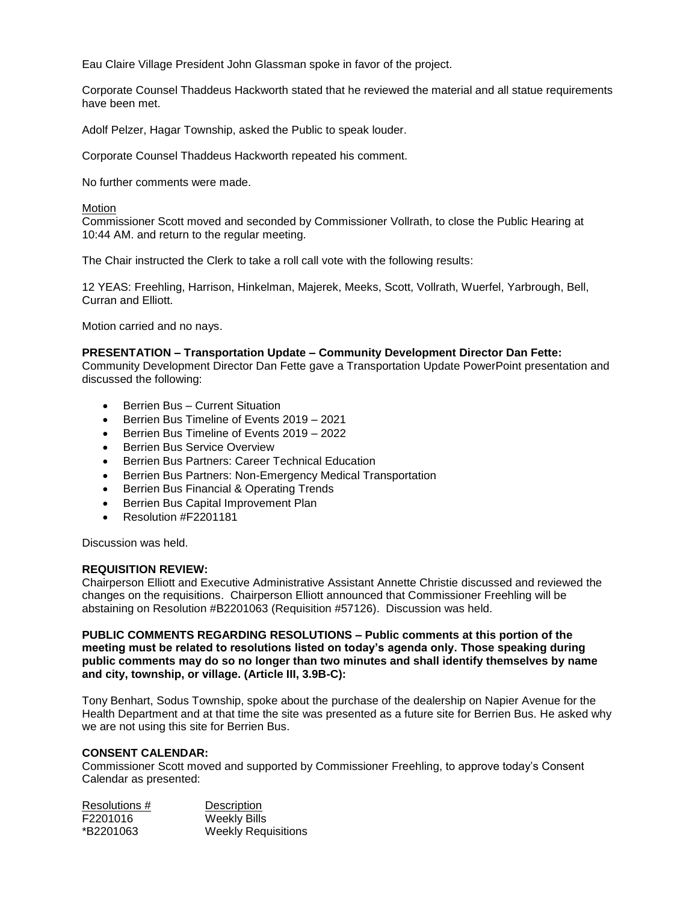Eau Claire Village President John Glassman spoke in favor of the project.

Corporate Counsel Thaddeus Hackworth stated that he reviewed the material and all statue requirements have been met.

Adolf Pelzer, Hagar Township, asked the Public to speak louder.

Corporate Counsel Thaddeus Hackworth repeated his comment.

No further comments were made.

Motion
Commissioner Scott moved and seconded by Commissioner Vollrath, to close the Public Hearing at 10:44 AM. and return to the regular meeting.

The Chair instructed the Clerk to take a roll call vote with the following results:

12 YEAS: Freehling, Harrison, Hinkelman, Majerek, Meeks, Scott, Vollrath, Wuerfel, Yarbrough, Bell, Curran and Elliott.

Motion carried and no nays.

**PRESENTATION – Transportation Update – Community Development Director Dan Fette:**
Community Development Director Dan Fette gave a Transportation Update PowerPoint presentation and discussed the following:

- Berrien Bus – Current Situation
- Berrien Bus Timeline of Events 2019 – 2021
- Berrien Bus Timeline of Events 2019 – 2022
- Berrien Bus Service Overview
- Berrien Bus Partners: Career Technical Education
- Berrien Bus Partners: Non-Emergency Medical Transportation
- Berrien Bus Financial & Operating Trends
- Berrien Bus Capital Improvement Plan
- Resolution #F2201181

Discussion was held.

**REQUISITION REVIEW:**
Chairperson Elliott and Executive Administrative Assistant Annette Christie discussed and reviewed the changes on the requisitions. Chairperson Elliott announced that Commissioner Freehling will be abstaining on Resolution #B2201063 (Requisition #57126). Discussion was held.

**PUBLIC COMMENTS REGARDING RESOLUTIONS – Public comments at this portion of the meeting must be related to resolutions listed on today's agenda only. Those speaking during public comments may do so no longer than two minutes and shall identify themselves by name and city, township, or village. (Article III, 3.9B-C):**

Tony Benhart, Sodus Township, spoke about the purchase of the dealership on Napier Avenue for the Health Department and at that time the site was presented as a future site for Berrien Bus. He asked why we are not using this site for Berrien Bus.

**CONSENT CALENDAR:**
Commissioner Scott moved and supported by Commissioner Freehling, to approve today's Consent Calendar as presented:

| Resolutions # | Description |
|---|---|
| F2201016 | Weekly Bills |
| *B2201063 | Weekly Requisitions |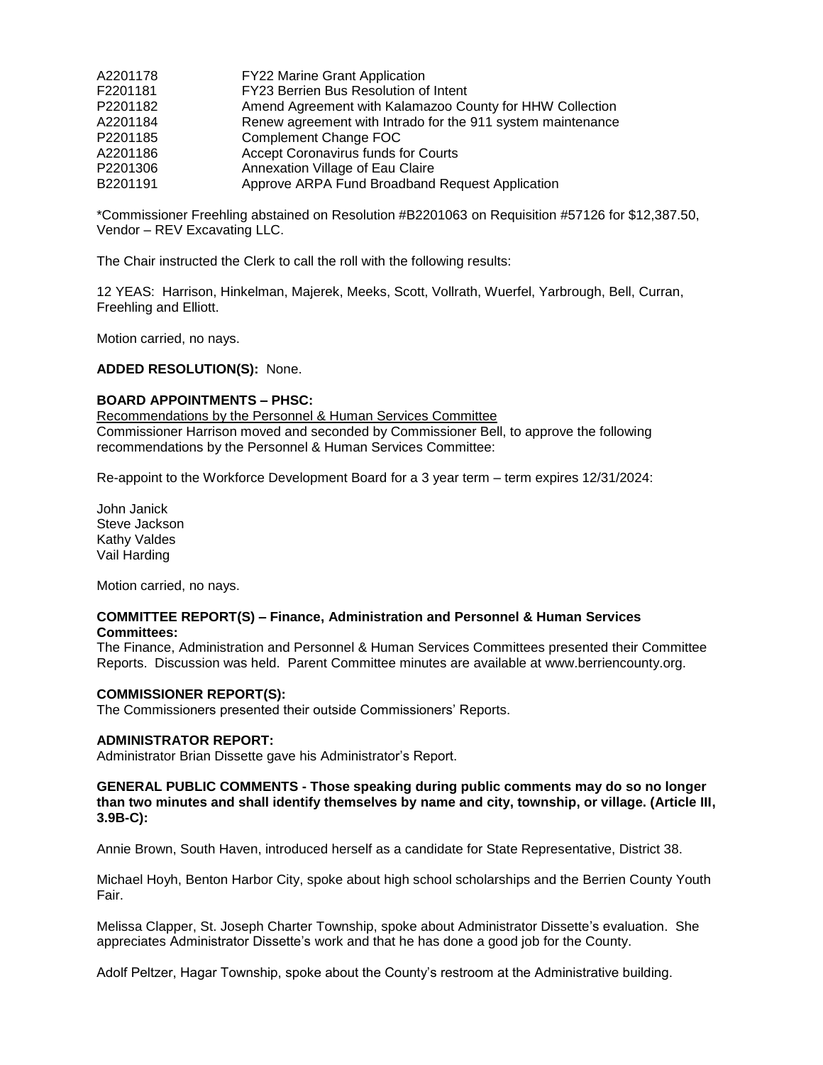| | |
|---|---|
| A2201178 | FY22 Marine Grant Application |
| F2201181 | FY23 Berrien Bus Resolution of Intent |
| P2201182 | Amend Agreement with Kalamazoo County for HHW Collection |
| A2201184 | Renew agreement with Intrado for the 911 system maintenance |
| P2201185 | Complement Change FOC |
| A2201186 | Accept Coronavirus funds for Courts |
| P2201306 | Annexation Village of Eau Claire |
| B2201191 | Approve ARPA Fund Broadband Request Application |

*Commissioner Freehling abstained on Resolution #B2201063 on Requisition #57126 for $12,387.50, Vendor – REV Excavating LLC.

The Chair instructed the Clerk to call the roll with the following results:

12 YEAS: Harrison, Hinkelman, Majerek, Meeks, Scott, Vollrath, Wuerfel, Yarbrough, Bell, Curran, Freehling and Elliott.

Motion carried, no nays.

**ADDED RESOLUTION(S):** None.

**BOARD APPOINTMENTS – PHSC:**

Recommendations by the Personnel & Human Services Committee

Commissioner Harrison moved and seconded by Commissioner Bell, to approve the following recommendations by the Personnel & Human Services Committee:

Re-appoint to the Workforce Development Board for a 3 year term – term expires 12/31/2024:

John Janick
Steve Jackson
Kathy Valdes
Vail Harding

Motion carried, no nays.

**COMMITTEE REPORT(S) – Finance, Administration and Personnel & Human Services Committees:**

The Finance, Administration and Personnel & Human Services Committees presented their Committee Reports. Discussion was held. Parent Committee minutes are available at www.berriencounty.org.

**COMMISSIONER REPORT(S):**

The Commissioners presented their outside Commissioners' Reports.

**ADMINISTRATOR REPORT:**

Administrator Brian Dissette gave his Administrator's Report.

**GENERAL PUBLIC COMMENTS - Those speaking during public comments may do so no longer than two minutes and shall identify themselves by name and city, township, or village. (Article III, 3.9B-C):**

Annie Brown, South Haven, introduced herself as a candidate for State Representative, District 38.

Michael Hoyh, Benton Harbor City, spoke about high school scholarships and the Berrien County Youth Fair.

Melissa Clapper, St. Joseph Charter Township, spoke about Administrator Dissette's evaluation. She appreciates Administrator Dissette's work and that he has done a good job for the County.

Adolf Peltzer, Hagar Township, spoke about the County's restroom at the Administrative building.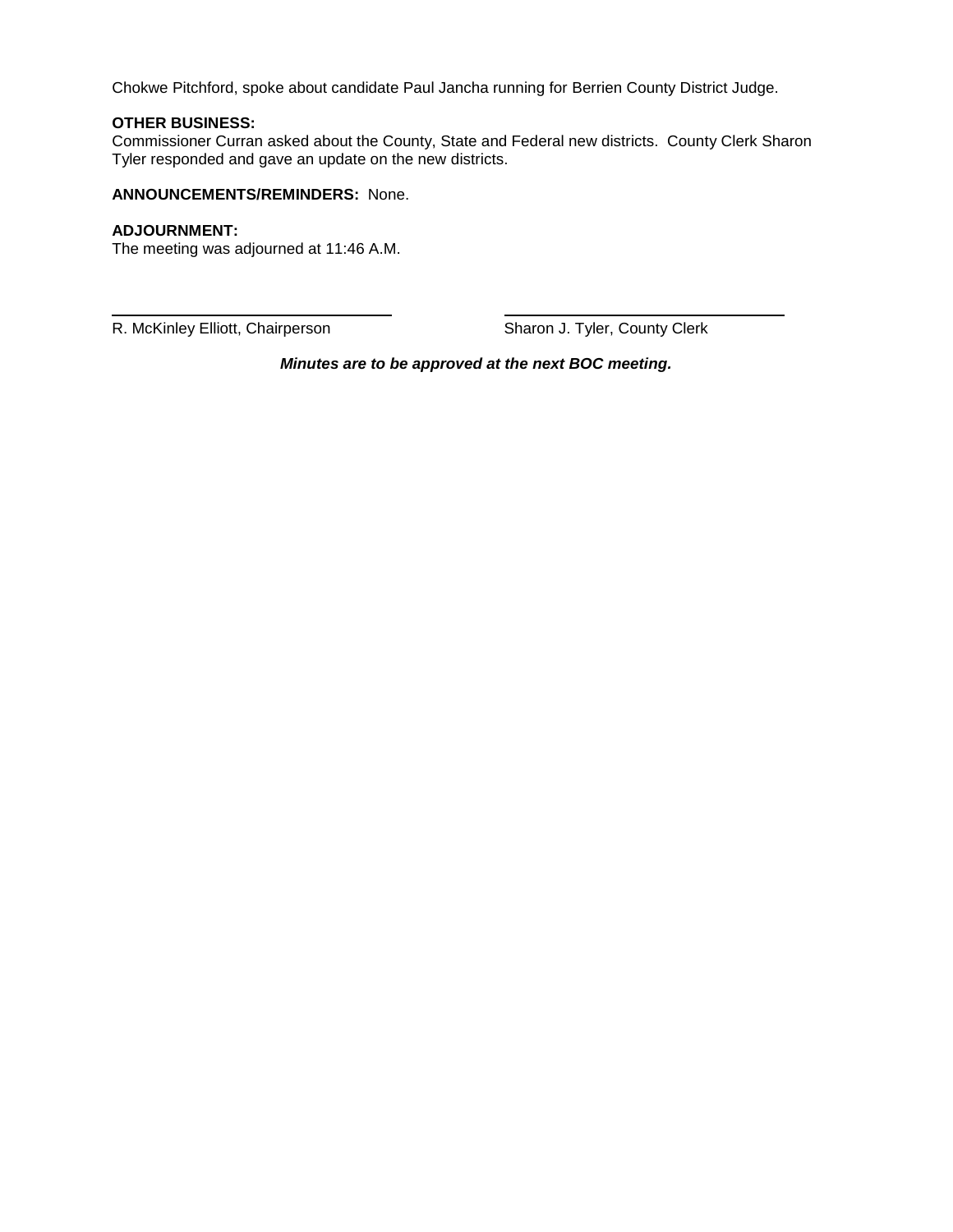Chokwe Pitchford, spoke about candidate Paul Jancha running for Berrien County District Judge.

**OTHER BUSINESS:**
Commissioner Curran asked about the County, State and Federal new districts. County Clerk Sharon Tyler responded and gave an update on the new districts.

**ANNOUNCEMENTS/REMINDERS:** None.

**ADJOURNMENT:**
The meeting was adjourned at 11:46 A.M.

| | |
|---|---|
| R. McKinley Elliott, Chairperson | Sharon J. Tyler, County Clerk |

***Minutes are to be approved at the next BOC meeting.***